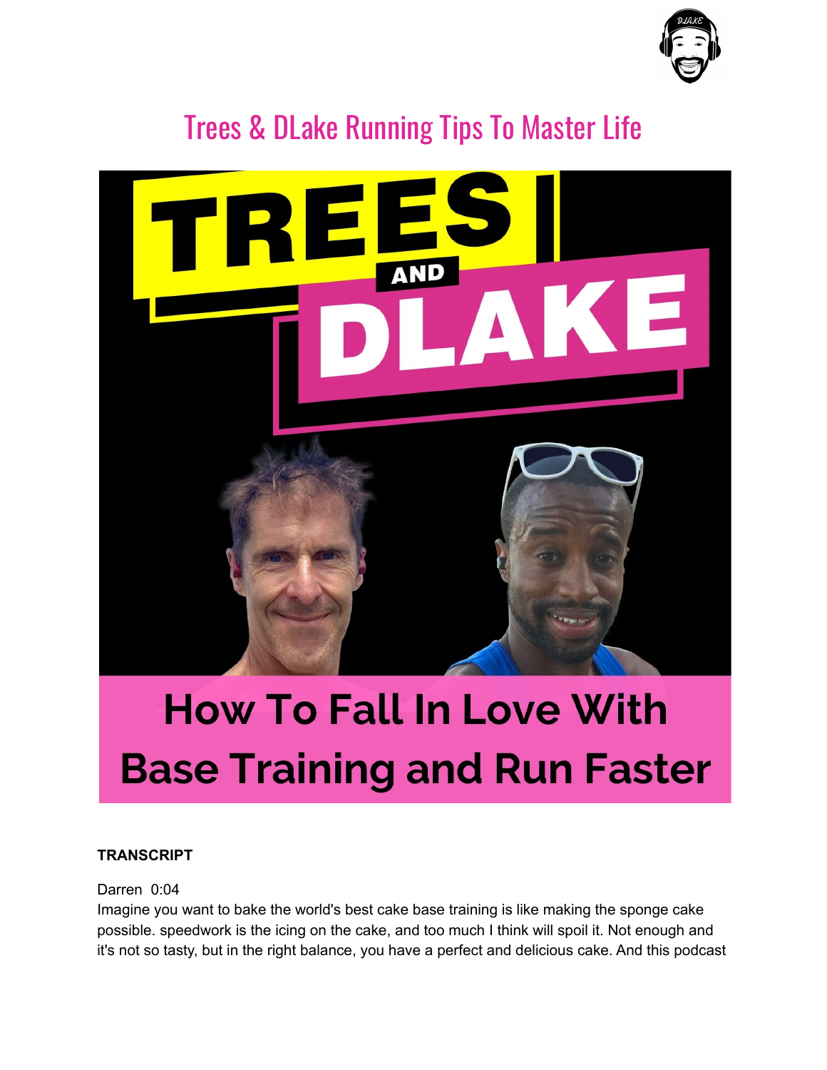# Trees & DLake Running Tips To Master Life

TREES AND DLAKE

How To Fall In Love With Base Training and Run Faster

**TRANSCRIPT**

Darren 0:04
Imagine you want to bake the world's best cake base training is like making the sponge cake possible. speedwork is the icing on the cake, and too much I think will spoil it. Not enough and it's not so tasty, but in the right balance, you have a perfect and delicious cake. And this podcast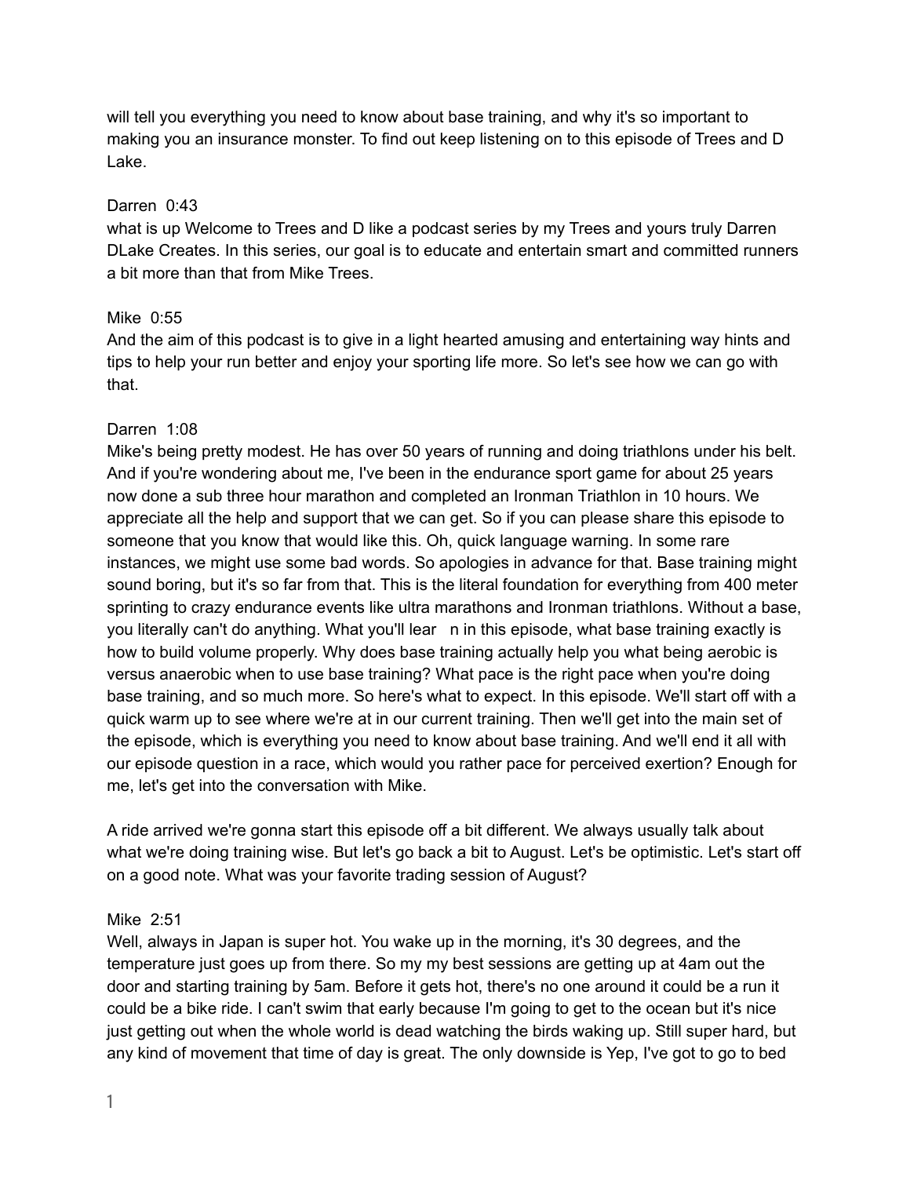will tell you everything you need to know about base training, and why it's so important to making you an insurance monster. To find out keep listening on to this episode of Trees and D Lake.

Darren 0:43
what is up Welcome to Trees and D like a podcast series by my Trees and yours truly Darren DLake Creates. In this series, our goal is to educate and entertain smart and committed runners a bit more than that from Mike Trees.

Mike 0:55
And the aim of this podcast is to give in a light hearted amusing and entertaining way hints and tips to help your run better and enjoy your sporting life more. So let's see how we can go with that.

Darren 1:08
Mike's being pretty modest. He has over 50 years of running and doing triathlons under his belt. And if you're wondering about me, I've been in the endurance sport game for about 25 years now done a sub three hour marathon and completed an Ironman Triathlon in 10 hours. We appreciate all the help and support that we can get. So if you can please share this episode to someone that you know that would like this. Oh, quick language warning. In some rare instances, we might use some bad words. So apologies in advance for that. Base training might sound boring, but it's so far from that. This is the literal foundation for everything from 400 meter sprinting to crazy endurance events like ultra marathons and Ironman triathlons. Without a base, you literally can't do anything. What you'll lear n in this episode, what base training exactly is how to build volume properly. Why does base training actually help you what being aerobic is versus anaerobic when to use base training? What pace is the right pace when you're doing base training, and so much more. So here's what to expect. In this episode. We'll start off with a quick warm up to see where we're at in our current training. Then we'll get into the main set of the episode, which is everything you need to know about base training. And we'll end it all with our episode question in a race, which would you rather pace for perceived exertion? Enough for me, let's get into the conversation with Mike.

A ride arrived we're gonna start this episode off a bit different. We always usually talk about what we're doing training wise. But let's go back a bit to August. Let's be optimistic. Let's start off on a good note. What was your favorite trading session of August?

Mike 2:51
Well, always in Japan is super hot. You wake up in the morning, it's 30 degrees, and the temperature just goes up from there. So my my best sessions are getting up at 4am out the door and starting training by 5am. Before it gets hot, there's no one around it could be a run it could be a bike ride. I can't swim that early because I'm going to get to the ocean but it's nice just getting out when the whole world is dead watching the birds waking up. Still super hard, but any kind of movement that time of day is great. The only downside is Yep, I've got to go to bed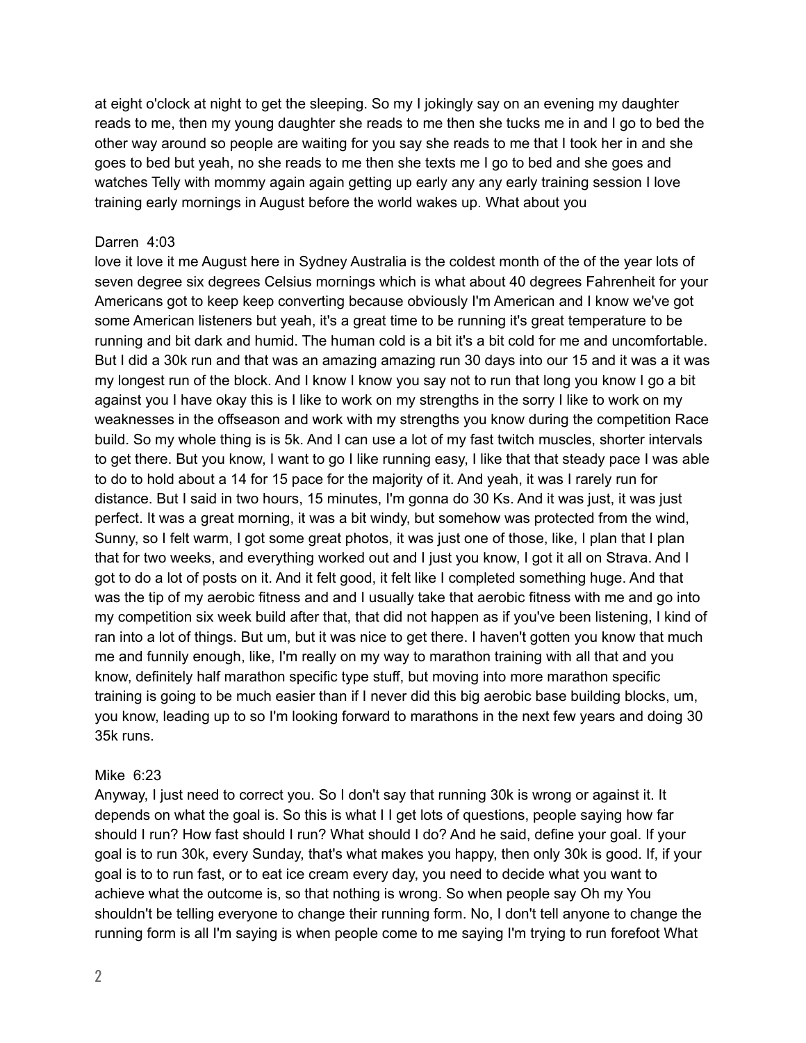at eight o'clock at night to get the sleeping. So my I jokingly say on an evening my daughter reads to me, then my young daughter she reads to me then she tucks me in and I go to bed the other way around so people are waiting for you say she reads to me that I took her in and she goes to bed but yeah, no she reads to me then she texts me I go to bed and she goes and watches Telly with mommy again again getting up early any any early training session I love training early mornings in August before the world wakes up. What about you

Darren 4:03
love it love it me August here in Sydney Australia is the coldest month of the of the year lots of seven degree six degrees Celsius mornings which is what about 40 degrees Fahrenheit for your Americans got to keep keep converting because obviously I'm American and I know we've got some American listeners but yeah, it's a great time to be running it's great temperature to be running and bit dark and humid. The human cold is a bit it's a bit cold for me and uncomfortable. But I did a 30k run and that was an amazing amazing run 30 days into our 15 and it was a it was my longest run of the block. And I know I know you say not to run that long you know I go a bit against you I have okay this is I like to work on my strengths in the sorry I like to work on my weaknesses in the offseason and work with my strengths you know during the competition Race build. So my whole thing is is 5k. And I can use a lot of my fast twitch muscles, shorter intervals to get there. But you know, I want to go I like running easy, I like that that steady pace I was able to do to hold about a 14 for 15 pace for the majority of it. And yeah, it was I rarely run for distance. But I said in two hours, 15 minutes, I'm gonna do 30 Ks. And it was just, it was just perfect. It was a great morning, it was a bit windy, but somehow was protected from the wind, Sunny, so I felt warm, I got some great photos, it was just one of those, like, I plan that I plan that for two weeks, and everything worked out and I just you know, I got it all on Strava. And I got to do a lot of posts on it. And it felt good, it felt like I completed something huge. And that was the tip of my aerobic fitness and and I usually take that aerobic fitness with me and go into my competition six week build after that, that did not happen as if you've been listening, I kind of ran into a lot of things. But um, but it was nice to get there. I haven't gotten you know that much me and funnily enough, like, I'm really on my way to marathon training with all that and you know, definitely half marathon specific type stuff, but moving into more marathon specific training is going to be much easier than if I never did this big aerobic base building blocks, um, you know, leading up to so I'm looking forward to marathons in the next few years and doing 30 35k runs.

Mike 6:23
Anyway, I just need to correct you. So I don't say that running 30k is wrong or against it. It depends on what the goal is. So this is what I I get lots of questions, people saying how far should I run? How fast should I run? What should I do? And he said, define your goal. If your goal is to run 30k, every Sunday, that's what makes you happy, then only 30k is good. If, if your goal is to to run fast, or to eat ice cream every day, you need to decide what you want to achieve what the outcome is, so that nothing is wrong. So when people say Oh my You shouldn't be telling everyone to change their running form. No, I don't tell anyone to change the running form is all I'm saying is when people come to me saying I'm trying to run forefoot What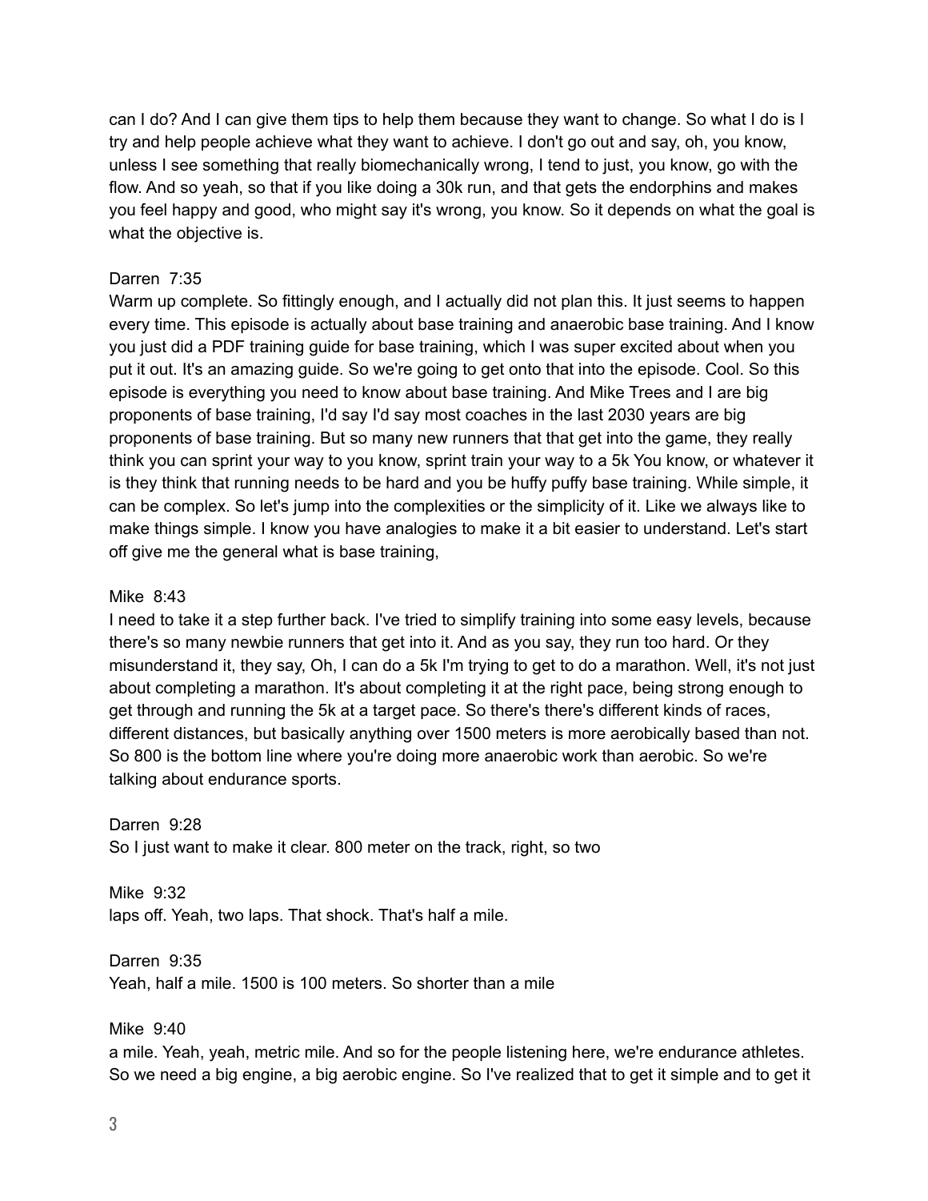can I do? And I can give them tips to help them because they want to change. So what I do is I try and help people achieve what they want to achieve. I don't go out and say, oh, you know, unless I see something that really biomechanically wrong, I tend to just, you know, go with the flow. And so yeah, so that if you like doing a 30k run, and that gets the endorphins and makes you feel happy and good, who might say it's wrong, you know. So it depends on what the goal is what the objective is.

Darren 7:35
Warm up complete. So fittingly enough, and I actually did not plan this. It just seems to happen every time. This episode is actually about base training and anaerobic base training. And I know you just did a PDF training guide for base training, which I was super excited about when you put it out. It's an amazing guide. So we're going to get onto that into the episode. Cool. So this episode is everything you need to know about base training. And Mike Trees and I are big proponents of base training, I'd say I'd say most coaches in the last 2030 years are big proponents of base training. But so many new runners that that get into the game, they really think you can sprint your way to you know, sprint train your way to a 5k You know, or whatever it is they think that running needs to be hard and you be huffy puffy base training. While simple, it can be complex. So let's jump into the complexities or the simplicity of it. Like we always like to make things simple. I know you have analogies to make it a bit easier to understand. Let's start off give me the general what is base training,

Mike 8:43
I need to take it a step further back. I've tried to simplify training into some easy levels, because there's so many newbie runners that get into it. And as you say, they run too hard. Or they misunderstand it, they say, Oh, I can do a 5k I'm trying to get to do a marathon. Well, it's not just about completing a marathon. It's about completing it at the right pace, being strong enough to get through and running the 5k at a target pace. So there's there's different kinds of races, different distances, but basically anything over 1500 meters is more aerobically based than not. So 800 is the bottom line where you're doing more anaerobic work than aerobic. So we're talking about endurance sports.

Darren 9:28
So I just want to make it clear. 800 meter on the track, right, so two

Mike 9:32
laps off. Yeah, two laps. That shock. That's half a mile.

Darren 9:35
Yeah, half a mile. 1500 is 100 meters. So shorter than a mile

Mike 9:40
a mile. Yeah, yeah, metric mile. And so for the people listening here, we're endurance athletes. So we need a big engine, a big aerobic engine. So I've realized that to get it simple and to get it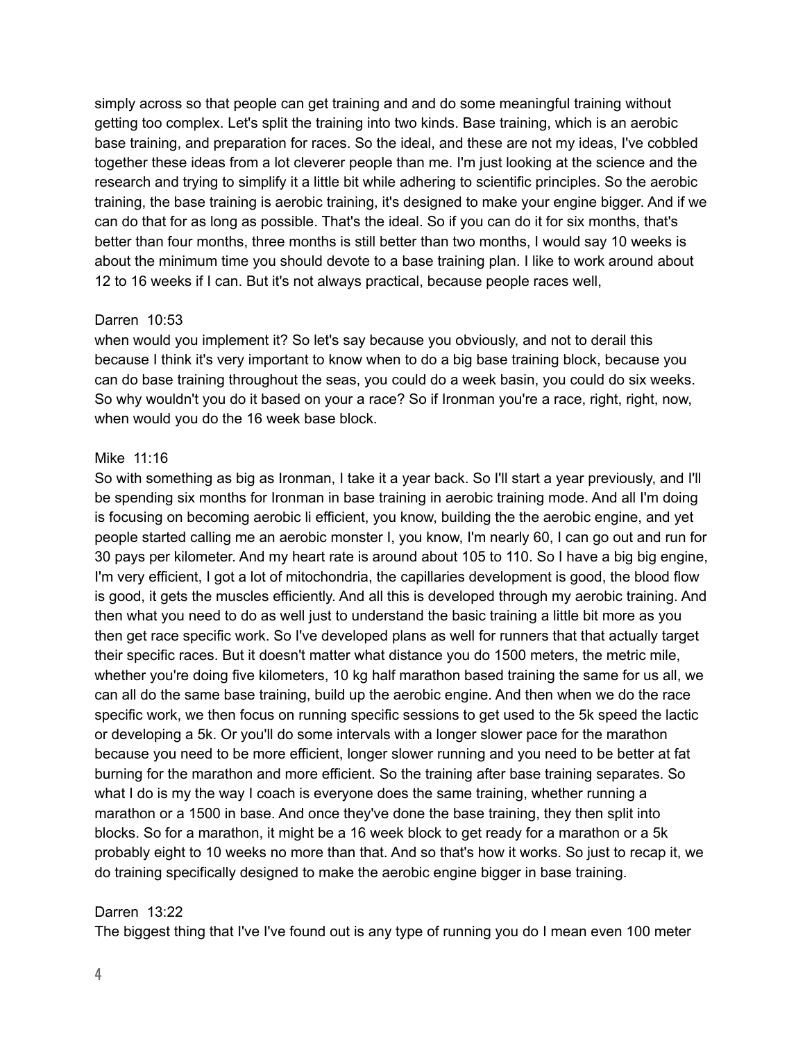simply across so that people can get training and and do some meaningful training without getting too complex. Let's split the training into two kinds. Base training, which is an aerobic base training, and preparation for races. So the ideal, and these are not my ideas, I've cobbled together these ideas from a lot cleverer people than me. I'm just looking at the science and the research and trying to simplify it a little bit while adhering to scientific principles. So the aerobic training, the base training is aerobic training, it's designed to make your engine bigger. And if we can do that for as long as possible. That's the ideal. So if you can do it for six months, that's better than four months, three months is still better than two months, I would say 10 weeks is about the minimum time you should devote to a base training plan. I like to work around about 12 to 16 weeks if I can. But it's not always practical, because people races well,

Darren 10:53
when would you implement it? So let's say because you obviously, and not to derail this because I think it's very important to know when to do a big base training block, because you can do base training throughout the seas, you could do a week basin, you could do six weeks. So why wouldn't you do it based on your a race? So if Ironman you're a race, right, right, now, when would you do the 16 week base block.

Mike 11:16
So with something as big as Ironman, I take it a year back. So I'll start a year previously, and I'll be spending six months for Ironman in base training in aerobic training mode. And all I'm doing is focusing on becoming aerobic li efficient, you know, building the the aerobic engine, and yet people started calling me an aerobic monster I, you know, I'm nearly 60, I can go out and run for 30 pays per kilometer. And my heart rate is around about 105 to 110. So I have a big big engine, I'm very efficient, I got a lot of mitochondria, the capillaries development is good, the blood flow is good, it gets the muscles efficiently. And all this is developed through my aerobic training. And then what you need to do as well just to understand the basic training a little bit more as you then get race specific work. So I've developed plans as well for runners that that actually target their specific races. But it doesn't matter what distance you do 1500 meters, the metric mile, whether you're doing five kilometers, 10 kg half marathon based training the same for us all, we can all do the same base training, build up the aerobic engine. And then when we do the race specific work, we then focus on running specific sessions to get used to the 5k speed the lactic or developing a 5k. Or you'll do some intervals with a longer slower pace for the marathon because you need to be more efficient, longer slower running and you need to be better at fat burning for the marathon and more efficient. So the training after base training separates. So what I do is my the way I coach is everyone does the same training, whether running a marathon or a 1500 in base. And once they've done the base training, they then split into blocks. So for a marathon, it might be a 16 week block to get ready for a marathon or a 5k probably eight to 10 weeks no more than that. And so that's how it works. So just to recap it, we do training specifically designed to make the aerobic engine bigger in base training.

Darren 13:22
The biggest thing that I've I've found out is any type of running you do I mean even 100 meter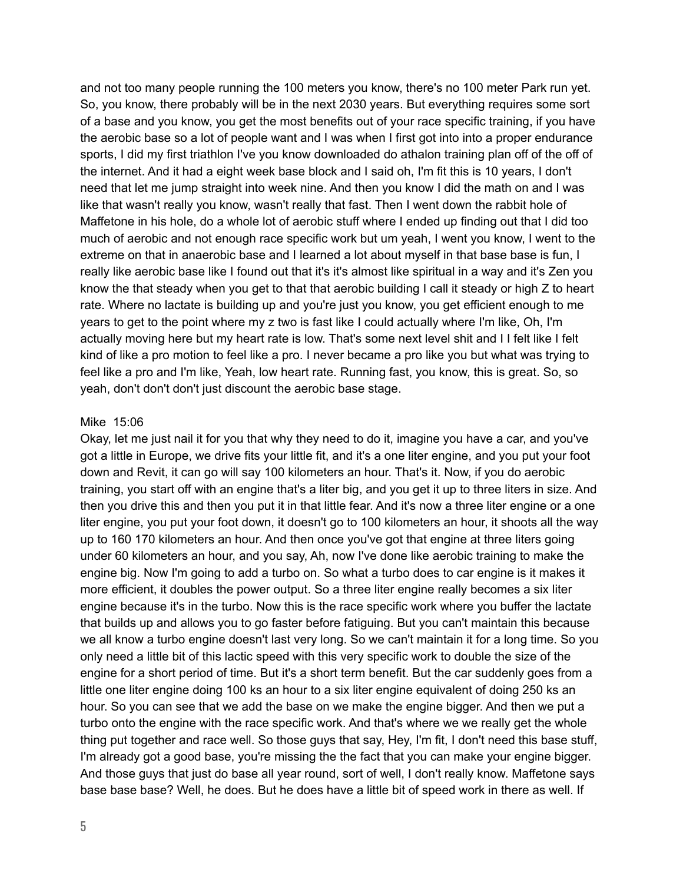and not too many people running the 100 meters you know, there's no 100 meter Park run yet. So, you know, there probably will be in the next 2030 years. But everything requires some sort of a base and you know, you get the most benefits out of your race specific training, if you have the aerobic base so a lot of people want and I was when I first got into into a proper endurance sports, I did my first triathlon I've you know downloaded do athalon training plan off of the off of the internet. And it had a eight week base block and I said oh, I'm fit this is 10 years, I don't need that let me jump straight into week nine. And then you know I did the math on and I was like that wasn't really you know, wasn't really that fast. Then I went down the rabbit hole of Maffetone in his hole, do a whole lot of aerobic stuff where I ended up finding out that I did too much of aerobic and not enough race specific work but um yeah, I went you know, I went to the extreme on that in anaerobic base and I learned a lot about myself in that base base is fun, I really like aerobic base like I found out that it's it's almost like spiritual in a way and it's Zen you know the that steady when you get to that that aerobic building I call it steady or high Z to heart rate. Where no lactate is building up and you're just you know, you get efficient enough to me years to get to the point where my z two is fast like I could actually where I'm like, Oh, I'm actually moving here but my heart rate is low. That's some next level shit and I I felt like I felt kind of like a pro motion to feel like a pro. I never became a pro like you but what was trying to feel like a pro and I'm like, Yeah, low heart rate. Running fast, you know, this is great. So, so yeah, don't don't don't just discount the aerobic base stage.

Mike 15:06

Okay, let me just nail it for you that why they need to do it, imagine you have a car, and you've got a little in Europe, we drive fits your little fit, and it's a one liter engine, and you put your foot down and Revit, it can go will say 100 kilometers an hour. That's it. Now, if you do aerobic training, you start off with an engine that's a liter big, and you get it up to three liters in size. And then you drive this and then you put it in that little fear. And it's now a three liter engine or a one liter engine, you put your foot down, it doesn't go to 100 kilometers an hour, it shoots all the way up to 160 170 kilometers an hour. And then once you've got that engine at three liters going under 60 kilometers an hour, and you say, Ah, now I've done like aerobic training to make the engine big. Now I'm going to add a turbo on. So what a turbo does to car engine is it makes it more efficient, it doubles the power output. So a three liter engine really becomes a six liter engine because it's in the turbo. Now this is the race specific work where you buffer the lactate that builds up and allows you to go faster before fatiguing. But you can't maintain this because we all know a turbo engine doesn't last very long. So we can't maintain it for a long time. So you only need a little bit of this lactic speed with this very specific work to double the size of the engine for a short period of time. But it's a short term benefit. But the car suddenly goes from a little one liter engine doing 100 ks an hour to a six liter engine equivalent of doing 250 ks an hour. So you can see that we add the base on we make the engine bigger. And then we put a turbo onto the engine with the race specific work. And that's where we we really get the whole thing put together and race well. So those guys that say, Hey, I'm fit, I don't need this base stuff, I'm already got a good base, you're missing the the fact that you can make your engine bigger. And those guys that just do base all year round, sort of well, I don't really know. Maffetone says base base base? Well, he does. But he does have a little bit of speed work in there as well. If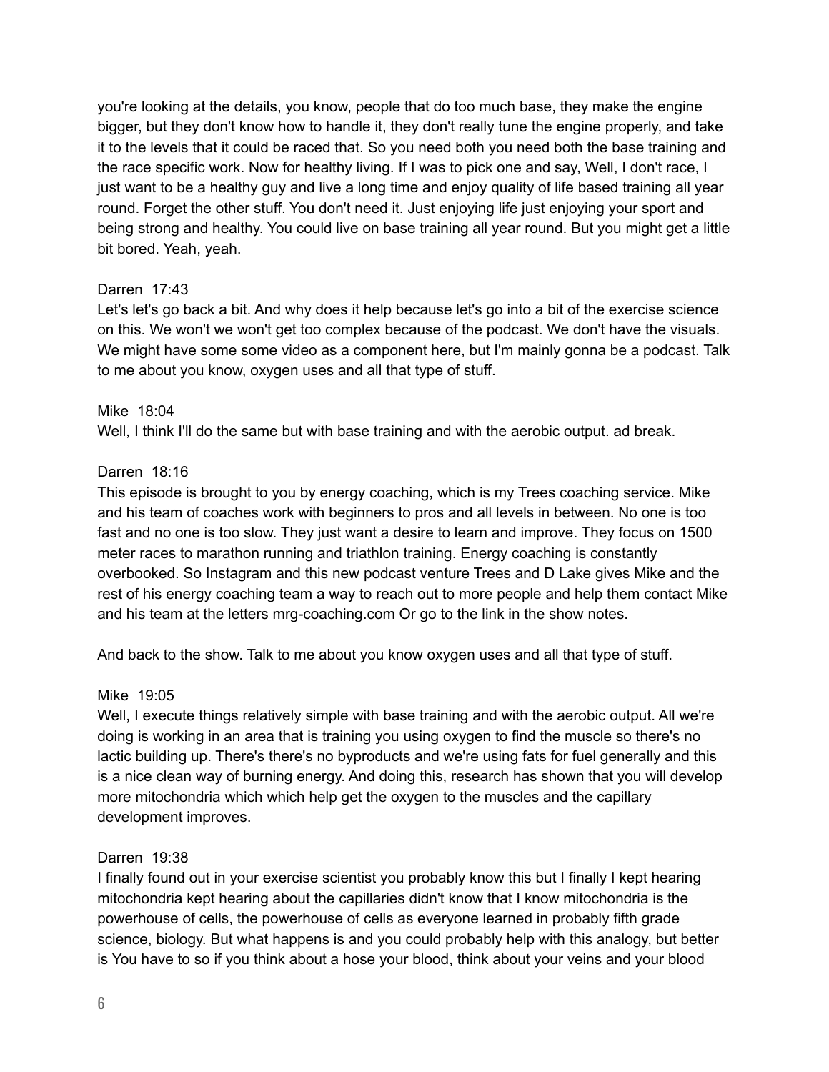you're looking at the details, you know, people that do too much base, they make the engine bigger, but they don't know how to handle it, they don't really tune the engine properly, and take it to the levels that it could be raced that. So you need both you need both the base training and the race specific work. Now for healthy living. If I was to pick one and say, Well, I don't race, I just want to be a healthy guy and live a long time and enjoy quality of life based training all year round. Forget the other stuff. You don't need it. Just enjoying life just enjoying your sport and being strong and healthy. You could live on base training all year round. But you might get a little bit bored. Yeah, yeah.

Darren 17:43
Let's let's go back a bit. And why does it help because let's go into a bit of the exercise science on this. We won't we won't get too complex because of the podcast. We don't have the visuals. We might have some some video as a component here, but I'm mainly gonna be a podcast. Talk to me about you know, oxygen uses and all that type of stuff.

Mike 18:04
Well, I think I'll do the same but with base training and with the aerobic output. ad break.

Darren 18:16
This episode is brought to you by energy coaching, which is my Trees coaching service. Mike and his team of coaches work with beginners to pros and all levels in between. No one is too fast and no one is too slow. They just want a desire to learn and improve. They focus on 1500 meter races to marathon running and triathlon training. Energy coaching is constantly overbooked. So Instagram and this new podcast venture Trees and D Lake gives Mike and the rest of his energy coaching team a way to reach out to more people and help them contact Mike and his team at the letters mrg-coaching.com Or go to the link in the show notes.

And back to the show. Talk to me about you know oxygen uses and all that type of stuff.

Mike 19:05
Well, I execute things relatively simple with base training and with the aerobic output. All we're doing is working in an area that is training you using oxygen to find the muscle so there's no lactic building up. There's there's no byproducts and we're using fats for fuel generally and this is a nice clean way of burning energy. And doing this, research has shown that you will develop more mitochondria which which help get the oxygen to the muscles and the capillary development improves.

Darren 19:38
I finally found out in your exercise scientist you probably know this but I finally I kept hearing mitochondria kept hearing about the capillaries didn't know that I know mitochondria is the powerhouse of cells, the powerhouse of cells as everyone learned in probably fifth grade science, biology. But what happens is and you could probably help with this analogy, but better is You have to so if you think about a hose your blood, think about your veins and your blood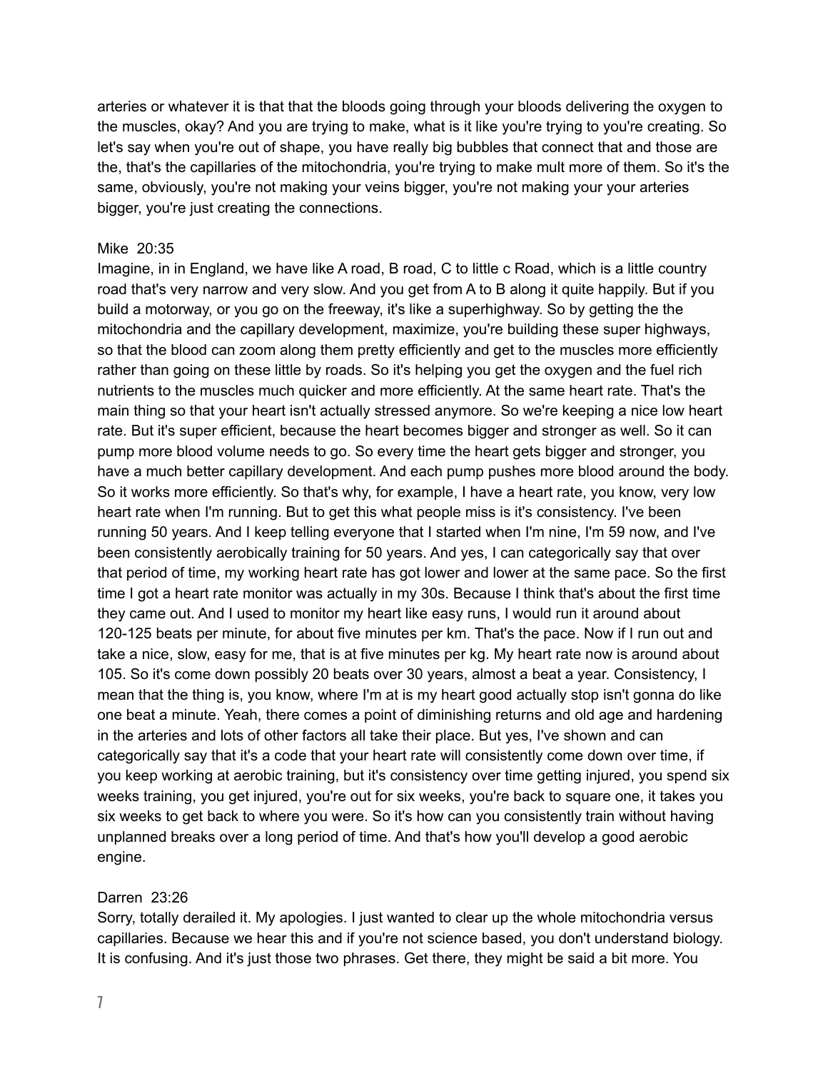arteries or whatever it is that that the bloods going through your bloods delivering the oxygen to the muscles, okay? And you are trying to make, what is it like you're trying to you're creating. So let's say when you're out of shape, you have really big bubbles that connect that and those are the, that's the capillaries of the mitochondria, you're trying to make mult more of them. So it's the same, obviously, you're not making your veins bigger, you're not making your your arteries bigger, you're just creating the connections.

Mike 20:35
Imagine, in in England, we have like A road, B road, C to little c Road, which is a little country road that's very narrow and very slow. And you get from A to B along it quite happily. But if you build a motorway, or you go on the freeway, it's like a superhighway. So by getting the the mitochondria and the capillary development, maximize, you're building these super highways, so that the blood can zoom along them pretty efficiently and get to the muscles more efficiently rather than going on these little by roads. So it's helping you get the oxygen and the fuel rich nutrients to the muscles much quicker and more efficiently. At the same heart rate. That's the main thing so that your heart isn't actually stressed anymore. So we're keeping a nice low heart rate. But it's super efficient, because the heart becomes bigger and stronger as well. So it can pump more blood volume needs to go. So every time the heart gets bigger and stronger, you have a much better capillary development. And each pump pushes more blood around the body. So it works more efficiently. So that's why, for example, I have a heart rate, you know, very low heart rate when I'm running. But to get this what people miss is it's consistency. I've been running 50 years. And I keep telling everyone that I started when I'm nine, I'm 59 now, and I've been consistently aerobically training for 50 years. And yes, I can categorically say that over that period of time, my working heart rate has got lower and lower at the same pace. So the first time I got a heart rate monitor was actually in my 30s. Because I think that's about the first time they came out. And I used to monitor my heart like easy runs, I would run it around about 120-125 beats per minute, for about five minutes per km. That's the pace. Now if I run out and take a nice, slow, easy for me, that is at five minutes per kg. My heart rate now is around about 105. So it's come down possibly 20 beats over 30 years, almost a beat a year. Consistency, I mean that the thing is, you know, where I'm at is my heart good actually stop isn't gonna do like one beat a minute. Yeah, there comes a point of diminishing returns and old age and hardening in the arteries and lots of other factors all take their place. But yes, I've shown and can categorically say that it's a code that your heart rate will consistently come down over time, if you keep working at aerobic training, but it's consistency over time getting injured, you spend six weeks training, you get injured, you're out for six weeks, you're back to square one, it takes you six weeks to get back to where you were. So it's how can you consistently train without having unplanned breaks over a long period of time. And that's how you'll develop a good aerobic engine.

Darren 23:26
Sorry, totally derailed it. My apologies. I just wanted to clear up the whole mitochondria versus capillaries. Because we hear this and if you're not science based, you don't understand biology. It is confusing. And it's just those two phrases. Get there, they might be said a bit more. You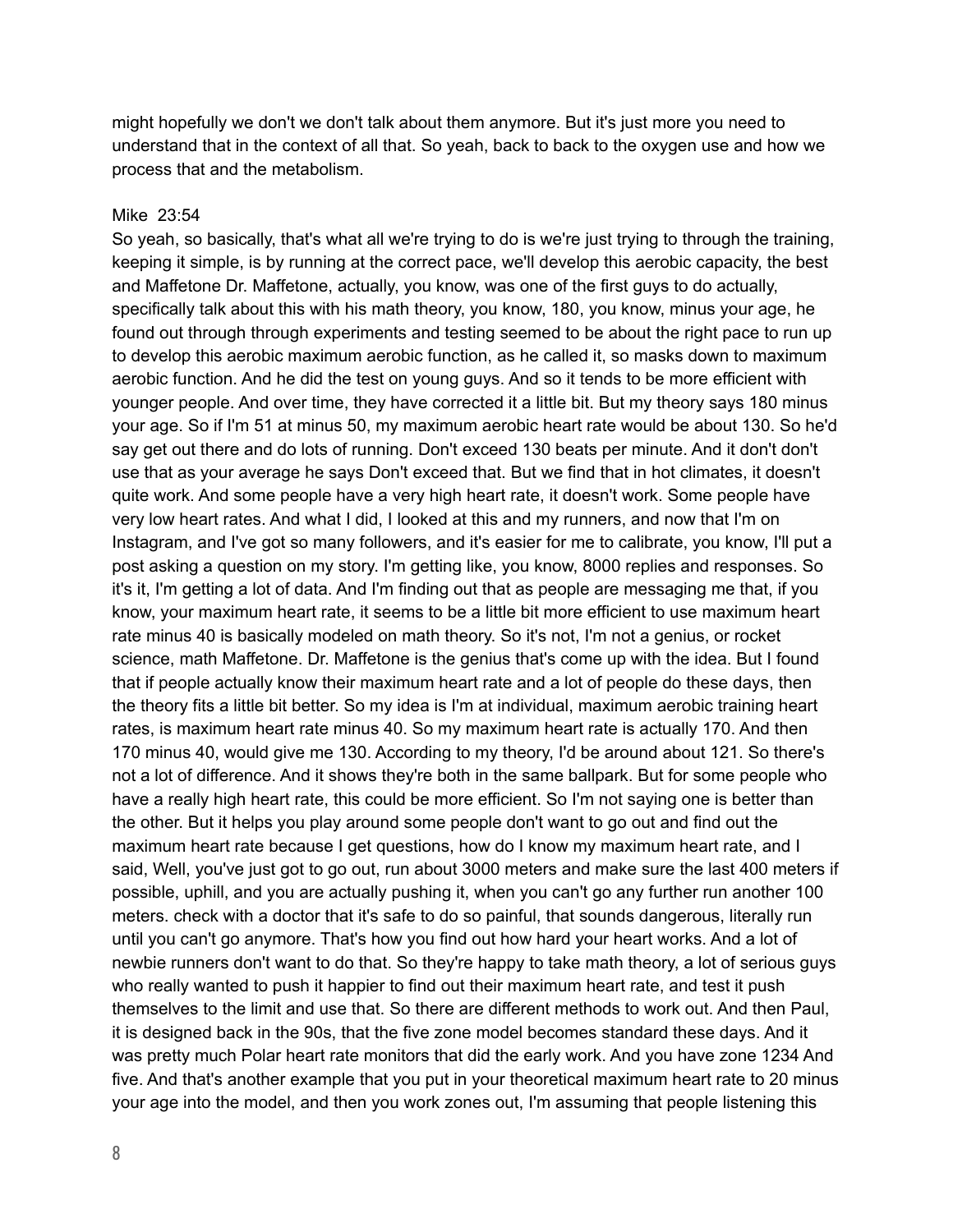might hopefully we don't we don't talk about them anymore. But it's just more you need to understand that in the context of all that. So yeah, back to back to the oxygen use and how we process that and the metabolism.

Mike 23:54

So yeah, so basically, that's what all we're trying to do is we're just trying to through the training, keeping it simple, is by running at the correct pace, we'll develop this aerobic capacity, the best and Maffetone Dr. Maffetone, actually, you know, was one of the first guys to do actually, specifically talk about this with his math theory, you know, 180, you know, minus your age, he found out through through experiments and testing seemed to be about the right pace to run up to develop this aerobic maximum aerobic function, as he called it, so masks down to maximum aerobic function. And he did the test on young guys. And so it tends to be more efficient with younger people. And over time, they have corrected it a little bit. But my theory says 180 minus your age. So if I'm 51 at minus 50, my maximum aerobic heart rate would be about 130. So he'd say get out there and do lots of running. Don't exceed 130 beats per minute. And it don't don't use that as your average he says Don't exceed that. But we find that in hot climates, it doesn't quite work. And some people have a very high heart rate, it doesn't work. Some people have very low heart rates. And what I did, I looked at this and my runners, and now that I'm on Instagram, and I've got so many followers, and it's easier for me to calibrate, you know, I'll put a post asking a question on my story. I'm getting like, you know, 8000 replies and responses. So it's it, I'm getting a lot of data. And I'm finding out that as people are messaging me that, if you know, your maximum heart rate, it seems to be a little bit more efficient to use maximum heart rate minus 40 is basically modeled on math theory. So it's not, I'm not a genius, or rocket science, math Maffetone. Dr. Maffetone is the genius that's come up with the idea. But I found that if people actually know their maximum heart rate and a lot of people do these days, then the theory fits a little bit better. So my idea is I'm at individual, maximum aerobic training heart rates, is maximum heart rate minus 40. So my maximum heart rate is actually 170. And then 170 minus 40, would give me 130. According to my theory, I'd be around about 121. So there's not a lot of difference. And it shows they're both in the same ballpark. But for some people who have a really high heart rate, this could be more efficient. So I'm not saying one is better than the other. But it helps you play around some people don't want to go out and find out the maximum heart rate because I get questions, how do I know my maximum heart rate, and I said, Well, you've just got to go out, run about 3000 meters and make sure the last 400 meters if possible, uphill, and you are actually pushing it, when you can't go any further run another 100 meters. check with a doctor that it's safe to do so painful, that sounds dangerous, literally run until you can't go anymore. That's how you find out how hard your heart works. And a lot of newbie runners don't want to do that. So they're happy to take math theory, a lot of serious guys who really wanted to push it happier to find out their maximum heart rate, and test it push themselves to the limit and use that. So there are different methods to work out. And then Paul, it is designed back in the 90s, that the five zone model becomes standard these days. And it was pretty much Polar heart rate monitors that did the early work. And you have zone 1234 And five. And that's another example that you put in your theoretical maximum heart rate to 20 minus your age into the model, and then you work zones out, I'm assuming that people listening this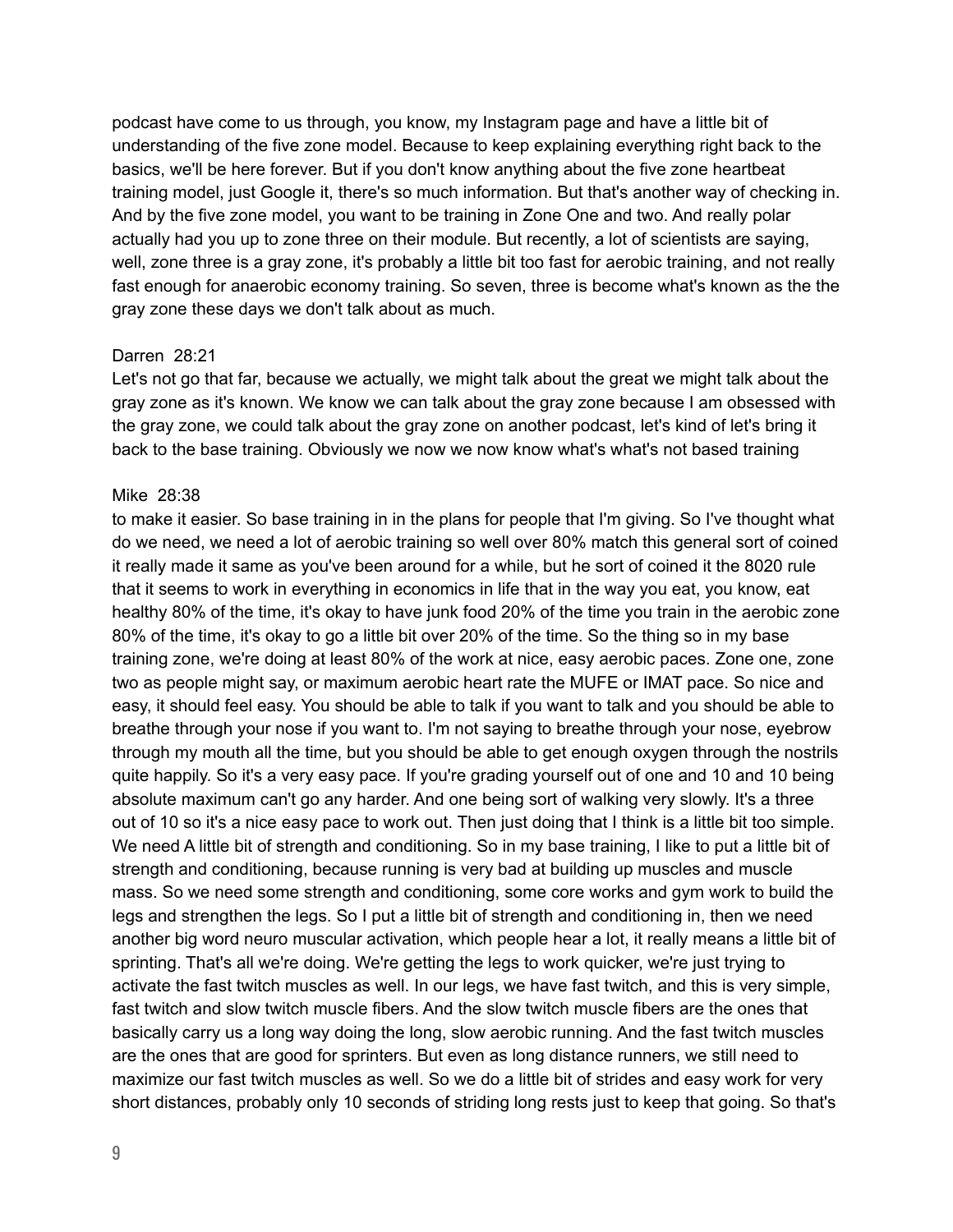podcast have come to us through, you know, my Instagram page and have a little bit of understanding of the five zone model. Because to keep explaining everything right back to the basics, we'll be here forever. But if you don't know anything about the five zone heartbeat training model, just Google it, there's so much information. But that's another way of checking in. And by the five zone model, you want to be training in Zone One and two. And really polar actually had you up to zone three on their module. But recently, a lot of scientists are saying, well, zone three is a gray zone, it's probably a little bit too fast for aerobic training, and not really fast enough for anaerobic economy training. So seven, three is become what's known as the the gray zone these days we don't talk about as much.

Darren 28:21
Let's not go that far, because we actually, we might talk about the great we might talk about the gray zone as it's known. We know we can talk about the gray zone because I am obsessed with the gray zone, we could talk about the gray zone on another podcast, let's kind of let's bring it back to the base training. Obviously we now we now know what's what's not based training

Mike 28:38
to make it easier. So base training in in the plans for people that I'm giving. So I've thought what do we need, we need a lot of aerobic training so well over 80% match this general sort of coined it really made it same as you've been around for a while, but he sort of coined it the 8020 rule that it seems to work in everything in economics in life that in the way you eat, you know, eat healthy 80% of the time, it's okay to have junk food 20% of the time you train in the aerobic zone 80% of the time, it's okay to go a little bit over 20% of the time. So the thing so in my base training zone, we're doing at least 80% of the work at nice, easy aerobic paces. Zone one, zone two as people might say, or maximum aerobic heart rate the MUFE or IMAT pace. So nice and easy, it should feel easy. You should be able to talk if you want to talk and you should be able to breathe through your nose if you want to. I'm not saying to breathe through your nose, eyebrow through my mouth all the time, but you should be able to get enough oxygen through the nostrils quite happily. So it's a very easy pace. If you're grading yourself out of one and 10 and 10 being absolute maximum can't go any harder. And one being sort of walking very slowly. It's a three out of 10 so it's a nice easy pace to work out. Then just doing that I think is a little bit too simple. We need A little bit of strength and conditioning. So in my base training, I like to put a little bit of strength and conditioning, because running is very bad at building up muscles and muscle mass. So we need some strength and conditioning, some core works and gym work to build the legs and strengthen the legs. So I put a little bit of strength and conditioning in, then we need another big word neuro muscular activation, which people hear a lot, it really means a little bit of sprinting. That's all we're doing. We're getting the legs to work quicker, we're just trying to activate the fast twitch muscles as well. In our legs, we have fast twitch, and this is very simple, fast twitch and slow twitch muscle fibers. And the slow twitch muscle fibers are the ones that basically carry us a long way doing the long, slow aerobic running. And the fast twitch muscles are the ones that are good for sprinters. But even as long distance runners, we still need to maximize our fast twitch muscles as well. So we do a little bit of strides and easy work for very short distances, probably only 10 seconds of striding long rests just to keep that going. So that's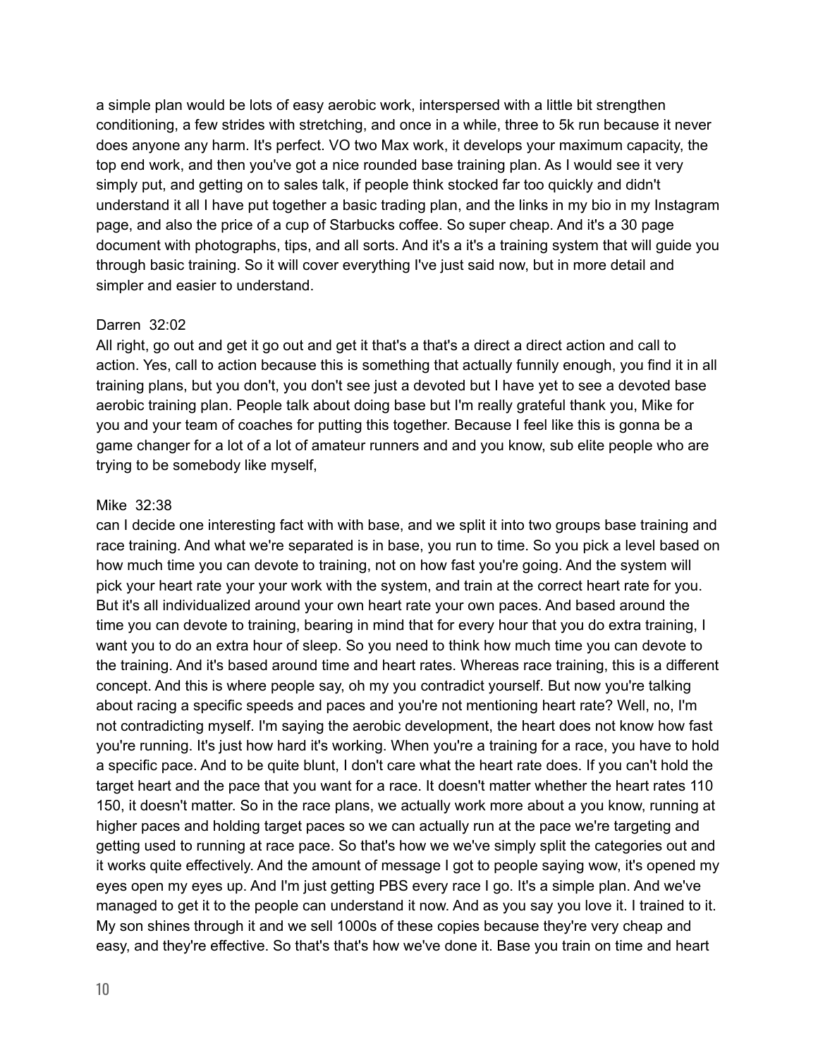a simple plan would be lots of easy aerobic work, interspersed with a little bit strengthen conditioning, a few strides with stretching, and once in a while, three to 5k run because it never does anyone any harm. It's perfect. VO two Max work, it develops your maximum capacity, the top end work, and then you've got a nice rounded base training plan. As I would see it very simply put, and getting on to sales talk, if people think stocked far too quickly and didn't understand it all I have put together a basic trading plan, and the links in my bio in my Instagram page, and also the price of a cup of Starbucks coffee. So super cheap. And it's a 30 page document with photographs, tips, and all sorts. And it's a it's a training system that will guide you through basic training. So it will cover everything I've just said now, but in more detail and simpler and easier to understand.

Darren 32:02

All right, go out and get it go out and get it that's a that's a direct a direct action and call to action. Yes, call to action because this is something that actually funnily enough, you find it in all training plans, but you don't, you don't see just a devoted but I have yet to see a devoted base aerobic training plan. People talk about doing base but I'm really grateful thank you, Mike for you and your team of coaches for putting this together. Because I feel like this is gonna be a game changer for a lot of a lot of amateur runners and and you know, sub elite people who are trying to be somebody like myself,

Mike 32:38

can I decide one interesting fact with with base, and we split it into two groups base training and race training. And what we're separated is in base, you run to time. So you pick a level based on how much time you can devote to training, not on how fast you're going. And the system will pick your heart rate your your work with the system, and train at the correct heart rate for you. But it's all individualized around your own heart rate your own paces. And based around the time you can devote to training, bearing in mind that for every hour that you do extra training, I want you to do an extra hour of sleep. So you need to think how much time you can devote to the training. And it's based around time and heart rates. Whereas race training, this is a different concept. And this is where people say, oh my you contradict yourself. But now you're talking about racing a specific speeds and paces and you're not mentioning heart rate? Well, no, I'm not contradicting myself. I'm saying the aerobic development, the heart does not know how fast you're running. It's just how hard it's working. When you're a training for a race, you have to hold a specific pace. And to be quite blunt, I don't care what the heart rate does. If you can't hold the target heart and the pace that you want for a race. It doesn't matter whether the heart rates 110 150, it doesn't matter. So in the race plans, we actually work more about a you know, running at higher paces and holding target paces so we can actually run at the pace we're targeting and getting used to running at race pace. So that's how we we've simply split the categories out and it works quite effectively. And the amount of message I got to people saying wow, it's opened my eyes open my eyes up. And I'm just getting PBS every race I go. It's a simple plan. And we've managed to get it to the people can understand it now. And as you say you love it. I trained to it. My son shines through it and we sell 1000s of these copies because they're very cheap and easy, and they're effective. So that's that's how we've done it. Base you train on time and heart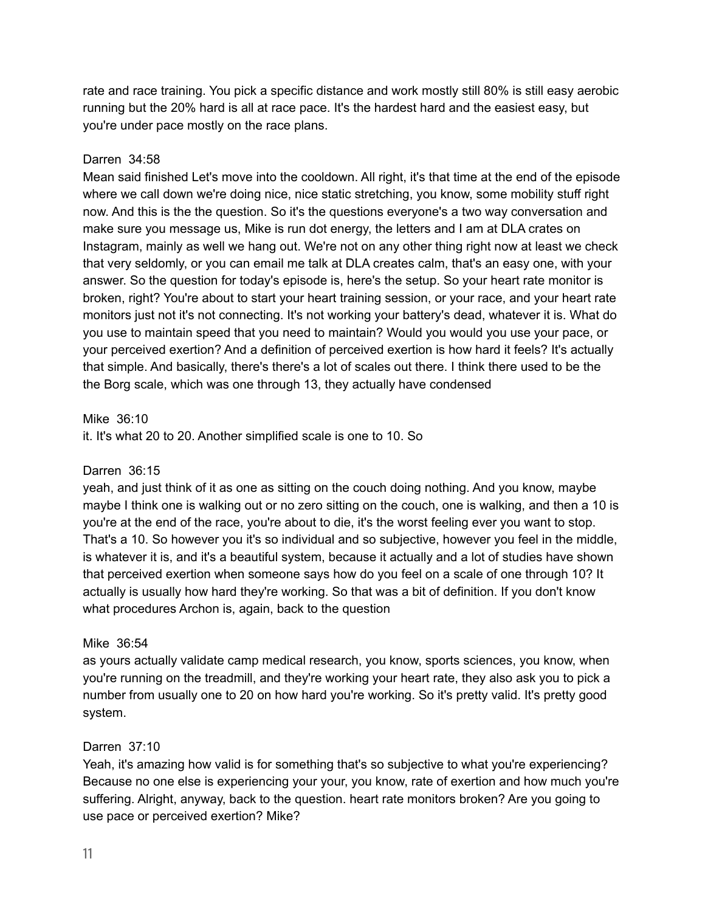rate and race training. You pick a specific distance and work mostly still 80% is still easy aerobic running but the 20% hard is all at race pace. It's the hardest hard and the easiest easy, but you're under pace mostly on the race plans.

Darren 34:58
Mean said finished Let's move into the cooldown. All right, it's that time at the end of the episode where we call down we're doing nice, nice static stretching, you know, some mobility stuff right now. And this is the the question. So it's the questions everyone's a two way conversation and make sure you message us, Mike is run dot energy, the letters and I am at DLA crates on Instagram, mainly as well we hang out. We're not on any other thing right now at least we check that very seldomly, or you can email me talk at DLA creates calm, that's an easy one, with your answer. So the question for today's episode is, here's the setup. So your heart rate monitor is broken, right? You're about to start your heart training session, or your race, and your heart rate monitors just not it's not connecting. It's not working your battery's dead, whatever it is. What do you use to maintain speed that you need to maintain? Would you would you use your pace, or your perceived exertion? And a definition of perceived exertion is how hard it feels? It's actually that simple. And basically, there's there's a lot of scales out there. I think there used to be the the Borg scale, which was one through 13, they actually have condensed

Mike 36:10
it. It's what 20 to 20. Another simplified scale is one to 10. So

Darren 36:15
yeah, and just think of it as one as sitting on the couch doing nothing. And you know, maybe maybe I think one is walking out or no zero sitting on the couch, one is walking, and then a 10 is you're at the end of the race, you're about to die, it's the worst feeling ever you want to stop. That's a 10. So however you it's so individual and so subjective, however you feel in the middle, is whatever it is, and it's a beautiful system, because it actually and a lot of studies have shown that perceived exertion when someone says how do you feel on a scale of one through 10? It actually is usually how hard they're working. So that was a bit of definition. If you don't know what procedures Archon is, again, back to the question

Mike 36:54
as yours actually validate camp medical research, you know, sports sciences, you know, when you're running on the treadmill, and they're working your heart rate, they also ask you to pick a number from usually one to 20 on how hard you're working. So it's pretty valid. It's pretty good system.

Darren 37:10
Yeah, it's amazing how valid is for something that's so subjective to what you're experiencing? Because no one else is experiencing your your, you know, rate of exertion and how much you're suffering. Alright, anyway, back to the question. heart rate monitors broken? Are you going to use pace or perceived exertion? Mike?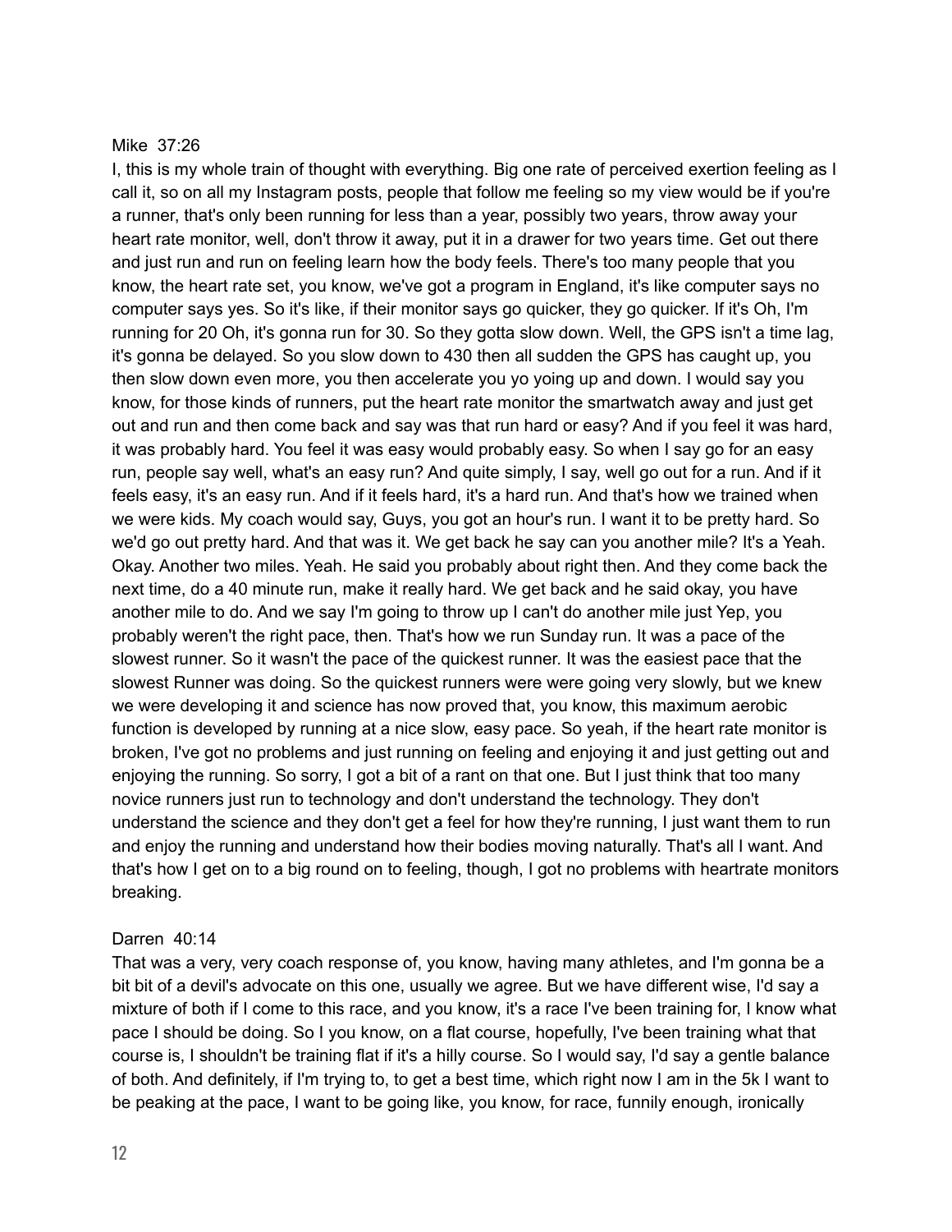Mike 37:26

I, this is my whole train of thought with everything. Big one rate of perceived exertion feeling as I call it, so on all my Instagram posts, people that follow me feeling so my view would be if you're a runner, that's only been running for less than a year, possibly two years, throw away your heart rate monitor, well, don't throw it away, put it in a drawer for two years time. Get out there and just run and run on feeling learn how the body feels. There's too many people that you know, the heart rate set, you know, we've got a program in England, it's like computer says no computer says yes. So it's like, if their monitor says go quicker, they go quicker. If it's Oh, I'm running for 20 Oh, it's gonna run for 30. So they gotta slow down. Well, the GPS isn't a time lag, it's gonna be delayed. So you slow down to 430 then all sudden the GPS has caught up, you then slow down even more, you then accelerate you yo yoing up and down. I would say you know, for those kinds of runners, put the heart rate monitor the smartwatch away and just get out and run and then come back and say was that run hard or easy? And if you feel it was hard, it was probably hard. You feel it was easy would probably easy. So when I say go for an easy run, people say well, what's an easy run? And quite simply, I say, well go out for a run. And if it feels easy, it's an easy run. And if it feels hard, it's a hard run. And that's how we trained when we were kids. My coach would say, Guys, you got an hour's run. I want it to be pretty hard. So we'd go out pretty hard. And that was it. We get back he say can you another mile? It's a Yeah. Okay. Another two miles. Yeah. He said you probably about right then. And they come back the next time, do a 40 minute run, make it really hard. We get back and he said okay, you have another mile to do. And we say I'm going to throw up I can't do another mile just Yep, you probably weren't the right pace, then. That's how we run Sunday run. It was a pace of the slowest runner. So it wasn't the pace of the quickest runner. It was the easiest pace that the slowest Runner was doing. So the quickest runners were were going very slowly, but we knew we were developing it and science has now proved that, you know, this maximum aerobic function is developed by running at a nice slow, easy pace. So yeah, if the heart rate monitor is broken, I've got no problems and just running on feeling and enjoying it and just getting out and enjoying the running. So sorry, I got a bit of a rant on that one. But I just think that too many novice runners just run to technology and don't understand the technology. They don't understand the science and they don't get a feel for how they're running, I just want them to run and enjoy the running and understand how their bodies moving naturally. That's all I want. And that's how I get on to a big round on to feeling, though, I got no problems with heartrate monitors breaking.

Darren 40:14

That was a very, very coach response of, you know, having many athletes, and I'm gonna be a bit bit of a devil's advocate on this one, usually we agree. But we have different wise, I'd say a mixture of both if I come to this race, and you know, it's a race I've been training for, I know what pace I should be doing. So I you know, on a flat course, hopefully, I've been training what that course is, I shouldn't be training flat if it's a hilly course. So I would say, I'd say a gentle balance of both. And definitely, if I'm trying to, to get a best time, which right now I am in the 5k I want to be peaking at the pace, I want to be going like, you know, for race, funnily enough, ironically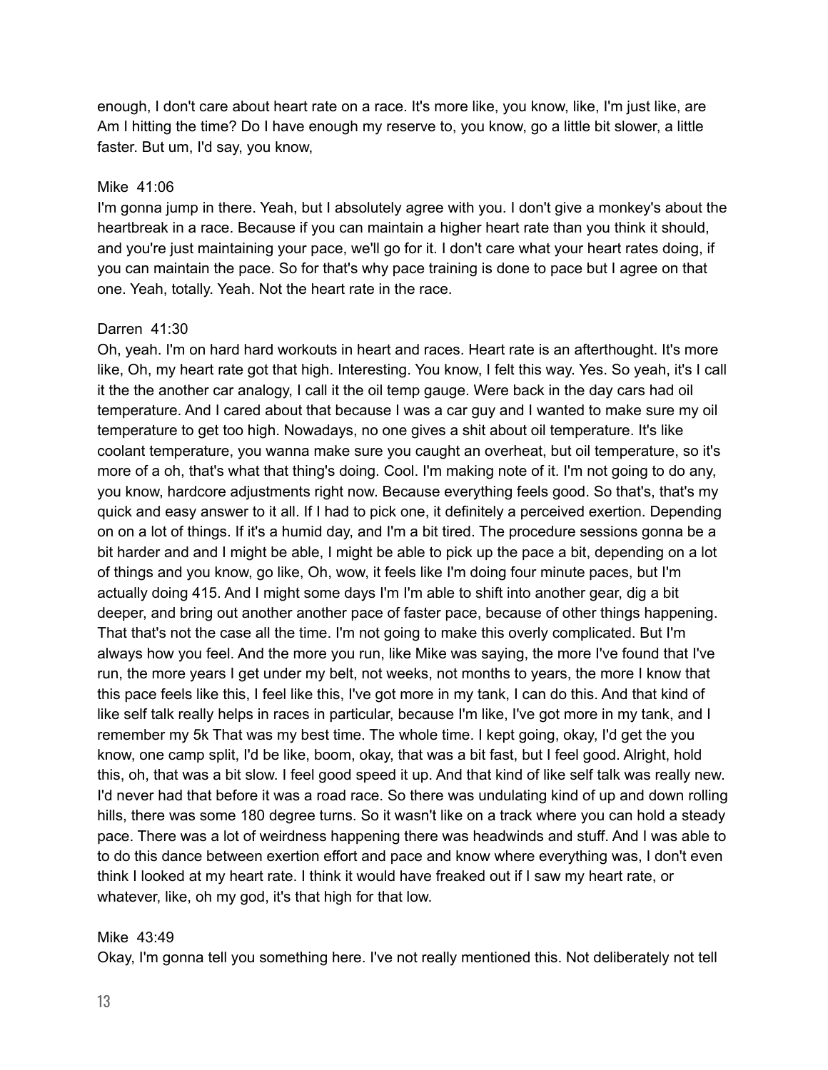enough, I don't care about heart rate on a race. It's more like, you know, like, I'm just like, are Am I hitting the time? Do I have enough my reserve to, you know, go a little bit slower, a little faster. But um, I'd say, you know,

Mike 41:06
I'm gonna jump in there. Yeah, but I absolutely agree with you. I don't give a monkey's about the heartbreak in a race. Because if you can maintain a higher heart rate than you think it should, and you're just maintaining your pace, we'll go for it. I don't care what your heart rates doing, if you can maintain the pace. So for that's why pace training is done to pace but I agree on that one. Yeah, totally. Yeah. Not the heart rate in the race.

Darren 41:30
Oh, yeah. I'm on hard hard workouts in heart and races. Heart rate is an afterthought. It's more like, Oh, my heart rate got that high. Interesting. You know, I felt this way. Yes. So yeah, it's I call it the the another car analogy, I call it the oil temp gauge. Were back in the day cars had oil temperature. And I cared about that because I was a car guy and I wanted to make sure my oil temperature to get too high. Nowadays, no one gives a shit about oil temperature. It's like coolant temperature, you wanna make sure you caught an overheat, but oil temperature, so it's more of a oh, that's what that thing's doing. Cool. I'm making note of it. I'm not going to do any, you know, hardcore adjustments right now. Because everything feels good. So that's, that's my quick and easy answer to it all. If I had to pick one, it definitely a perceived exertion. Depending on on a lot of things. If it's a humid day, and I'm a bit tired. The procedure sessions gonna be a bit harder and and I might be able, I might be able to pick up the pace a bit, depending on a lot of things and you know, go like, Oh, wow, it feels like I'm doing four minute paces, but I'm actually doing 415. And I might some days I'm I'm able to shift into another gear, dig a bit deeper, and bring out another another pace of faster pace, because of other things happening. That that's not the case all the time. I'm not going to make this overly complicated. But I'm always how you feel. And the more you run, like Mike was saying, the more I've found that I've run, the more years I get under my belt, not weeks, not months to years, the more I know that this pace feels like this, I feel like this, I've got more in my tank, I can do this. And that kind of like self talk really helps in races in particular, because I'm like, I've got more in my tank, and I remember my 5k That was my best time. The whole time. I kept going, okay, I'd get the you know, one camp split, I'd be like, boom, okay, that was a bit fast, but I feel good. Alright, hold this, oh, that was a bit slow. I feel good speed it up. And that kind of like self talk was really new. I'd never had that before it was a road race. So there was undulating kind of up and down rolling hills, there was some 180 degree turns. So it wasn't like on a track where you can hold a steady pace. There was a lot of weirdness happening there was headwinds and stuff. And I was able to to do this dance between exertion effort and pace and know where everything was, I don't even think I looked at my heart rate. I think it would have freaked out if I saw my heart rate, or whatever, like, oh my god, it's that high for that low.

Mike 43:49
Okay, I'm gonna tell you something here. I've not really mentioned this. Not deliberately not tell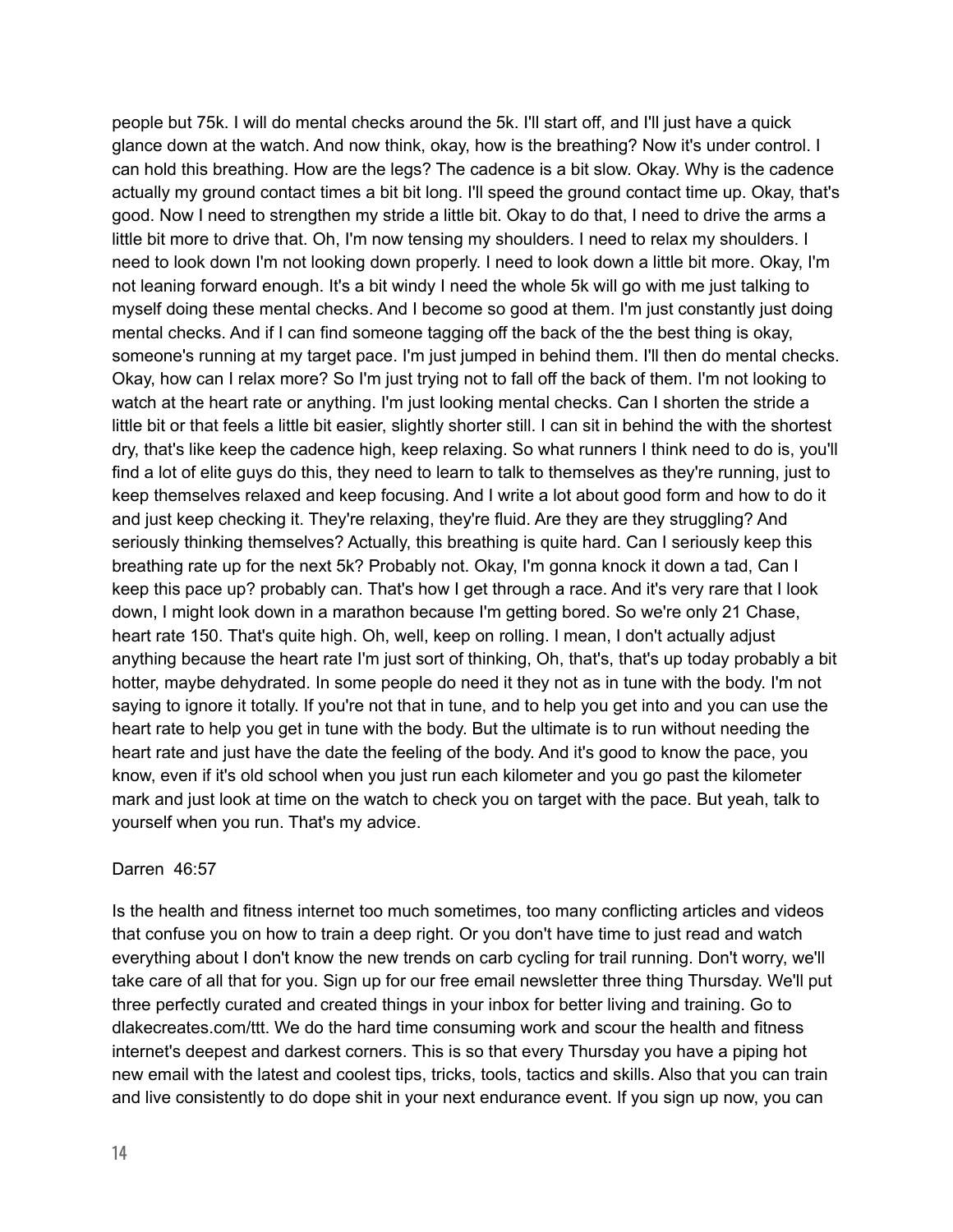people but 75k. I will do mental checks around the 5k. I'll start off, and I'll just have a quick glance down at the watch. And now think, okay, how is the breathing? Now it's under control. I can hold this breathing. How are the legs? The cadence is a bit slow. Okay. Why is the cadence actually my ground contact times a bit bit long. I'll speed the ground contact time up. Okay, that's good. Now I need to strengthen my stride a little bit. Okay to do that, I need to drive the arms a little bit more to drive that. Oh, I'm now tensing my shoulders. I need to relax my shoulders. I need to look down I'm not looking down properly. I need to look down a little bit more. Okay, I'm not leaning forward enough. It's a bit windy I need the whole 5k will go with me just talking to myself doing these mental checks. And I become so good at them. I'm just constantly just doing mental checks. And if I can find someone tagging off the back of the the best thing is okay, someone's running at my target pace. I'm just jumped in behind them. I'll then do mental checks. Okay, how can I relax more? So I'm just trying not to fall off the back of them. I'm not looking to watch at the heart rate or anything. I'm just looking mental checks. Can I shorten the stride a little bit or that feels a little bit easier, slightly shorter still. I can sit in behind the with the shortest dry, that's like keep the cadence high, keep relaxing. So what runners I think need to do is, you'll find a lot of elite guys do this, they need to learn to talk to themselves as they're running, just to keep themselves relaxed and keep focusing. And I write a lot about good form and how to do it and just keep checking it. They're relaxing, they're fluid. Are they are they struggling? And seriously thinking themselves? Actually, this breathing is quite hard. Can I seriously keep this breathing rate up for the next 5k? Probably not. Okay, I'm gonna knock it down a tad, Can I keep this pace up? probably can. That's how I get through a race. And it's very rare that I look down, I might look down in a marathon because I'm getting bored. So we're only 21 Chase, heart rate 150. That's quite high. Oh, well, keep on rolling. I mean, I don't actually adjust anything because the heart rate I'm just sort of thinking, Oh, that's, that's up today probably a bit hotter, maybe dehydrated. In some people do need it they not as in tune with the body. I'm not saying to ignore it totally. If you're not that in tune, and to help you get into and you can use the heart rate to help you get in tune with the body. But the ultimate is to run without needing the heart rate and just have the date the feeling of the body. And it's good to know the pace, you know, even if it's old school when you just run each kilometer and you go past the kilometer mark and just look at time on the watch to check you on target with the pace. But yeah, talk to yourself when you run. That's my advice.

Darren 46:57

Is the health and fitness internet too much sometimes, too many conflicting articles and videos that confuse you on how to train a deep right. Or you don't have time to just read and watch everything about I don't know the new trends on carb cycling for trail running. Don't worry, we'll take care of all that for you. Sign up for our free email newsletter three thing Thursday. We'll put three perfectly curated and created things in your inbox for better living and training. Go to dlakecreates.com/ttt. We do the hard time consuming work and scour the health and fitness internet's deepest and darkest corners. This is so that every Thursday you have a piping hot new email with the latest and coolest tips, tricks, tools, tactics and skills. Also that you can train and live consistently to do dope shit in your next endurance event. If you sign up now, you can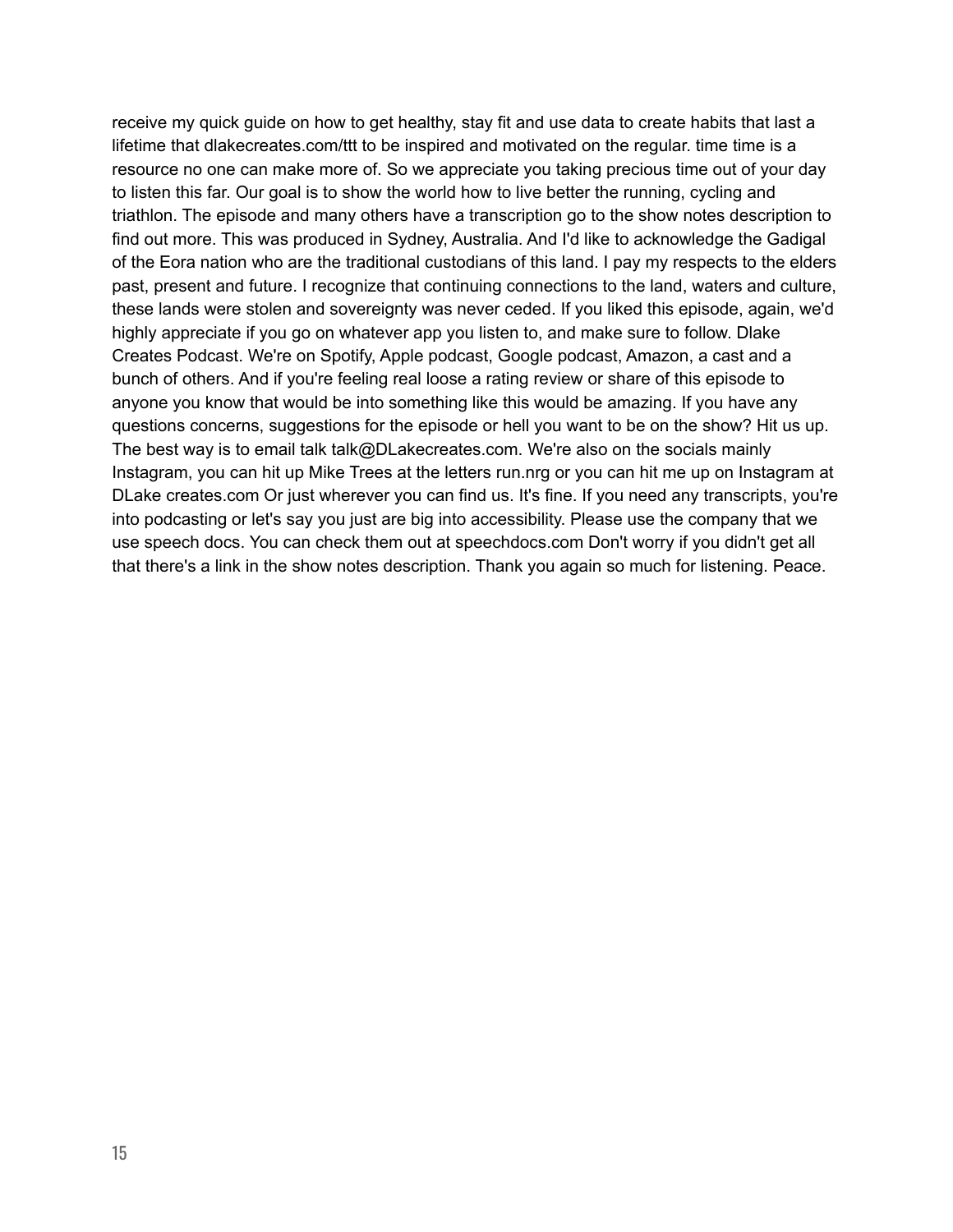receive my quick guide on how to get healthy, stay fit and use data to create habits that last a lifetime that dlakecreates.com/ttt to be inspired and motivated on the regular. time time is a resource no one can make more of. So we appreciate you taking precious time out of your day to listen this far. Our goal is to show the world how to live better the running, cycling and triathlon. The episode and many others have a transcription go to the show notes description to find out more. This was produced in Sydney, Australia. And I'd like to acknowledge the Gadigal of the Eora nation who are the traditional custodians of this land. I pay my respects to the elders past, present and future. I recognize that continuing connections to the land, waters and culture, these lands were stolen and sovereignty was never ceded. If you liked this episode, again, we'd highly appreciate if you go on whatever app you listen to, and make sure to follow. Dlake Creates Podcast. We're on Spotify, Apple podcast, Google podcast, Amazon, a cast and a bunch of others. And if you're feeling real loose a rating review or share of this episode to anyone you know that would be into something like this would be amazing. If you have any questions concerns, suggestions for the episode or hell you want to be on the show? Hit us up. The best way is to email talk talk@DLakecreates.com. We're also on the socials mainly Instagram, you can hit up Mike Trees at the letters run.nrg or you can hit me up on Instagram at DLake creates.com Or just wherever you can find us. It's fine. If you need any transcripts, you're into podcasting or let's say you just are big into accessibility. Please use the company that we use speech docs. You can check them out at speechdocs.com Don't worry if you didn't get all that there's a link in the show notes description. Thank you again so much for listening. Peace.